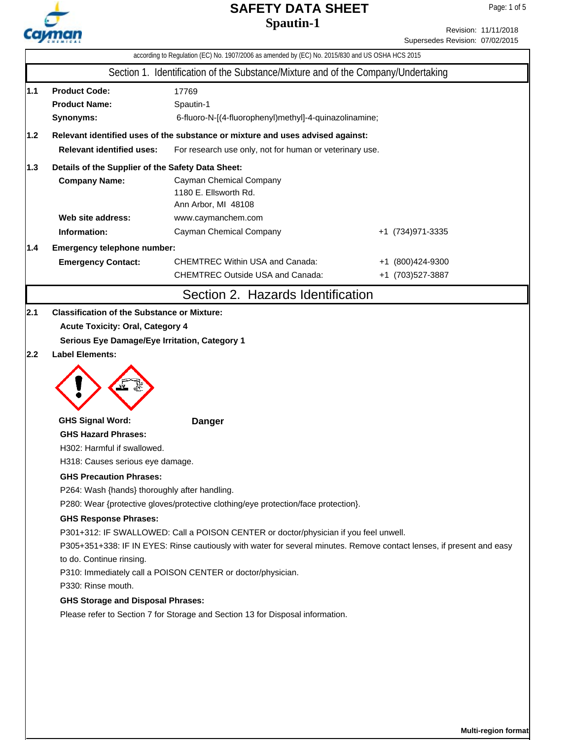# SAFETY DATA SHEET
# Spautin-1

Revision: 11/11/2018
Supersedes Revision: 07/02/2015

according to Regulation (EC) No. 1907/2006 as amended by (EC) No. 2015/830 and US OSHA HCS 2015

## Section 1. Identification of the Substance/Mixture and of the Company/Undertaking

**1.1 Product Code:** 17769

**Product Name:** Spautin-1

**Synonyms:** 6-fluoro-N-[(4-fluorophenyl)methyl]-4-quinazolinamine;

**1.2 Relevant identified uses of the substance or mixture and uses advised against:**

**Relevant identified uses:** For research use only, not for human or veterinary use.

**1.3 Details of the Supplier of the Safety Data Sheet:**

**Company Name:** Cayman Chemical Company
1180 E. Ellsworth Rd.
Ann Arbor, MI 48108

**Web site address:** www.caymanchem.com

**Information:** Cayman Chemical Company +1 (734)971-3335

**1.4 Emergency telephone number:**

**Emergency Contact:**
CHEMTREC Within USA and Canada: +1 (800)424-9300
CHEMTREC Outside USA and Canada: +1 (703)527-3887

## Section 2. Hazards Identification

**2.1 Classification of the Substance or Mixture:**

**Acute Toxicity: Oral, Category 4**

**Serious Eye Damage/Eye Irritation, Category 1**

**2.2 Label Elements:**

**GHS Signal Word:** **Danger**

**GHS Hazard Phrases:**

H302: Harmful if swallowed.

H318: Causes serious eye damage.

**GHS Precaution Phrases:**

P264: Wash {hands} thoroughly after handling.

P280: Wear {protective gloves/protective clothing/eye protection/face protection}.

**GHS Response Phrases:**

P301+312: IF SWALLOWED: Call a POISON CENTER or doctor/physician if you feel unwell.

P305+351+338: IF IN EYES: Rinse cautiously with water for several minutes. Remove contact lenses, if present and easy to do. Continue rinsing.

P310: Immediately call a POISON CENTER or doctor/physician.

P330: Rinse mouth.

**GHS Storage and Disposal Phrases:**

Please refer to Section 7 for Storage and Section 13 for Disposal information.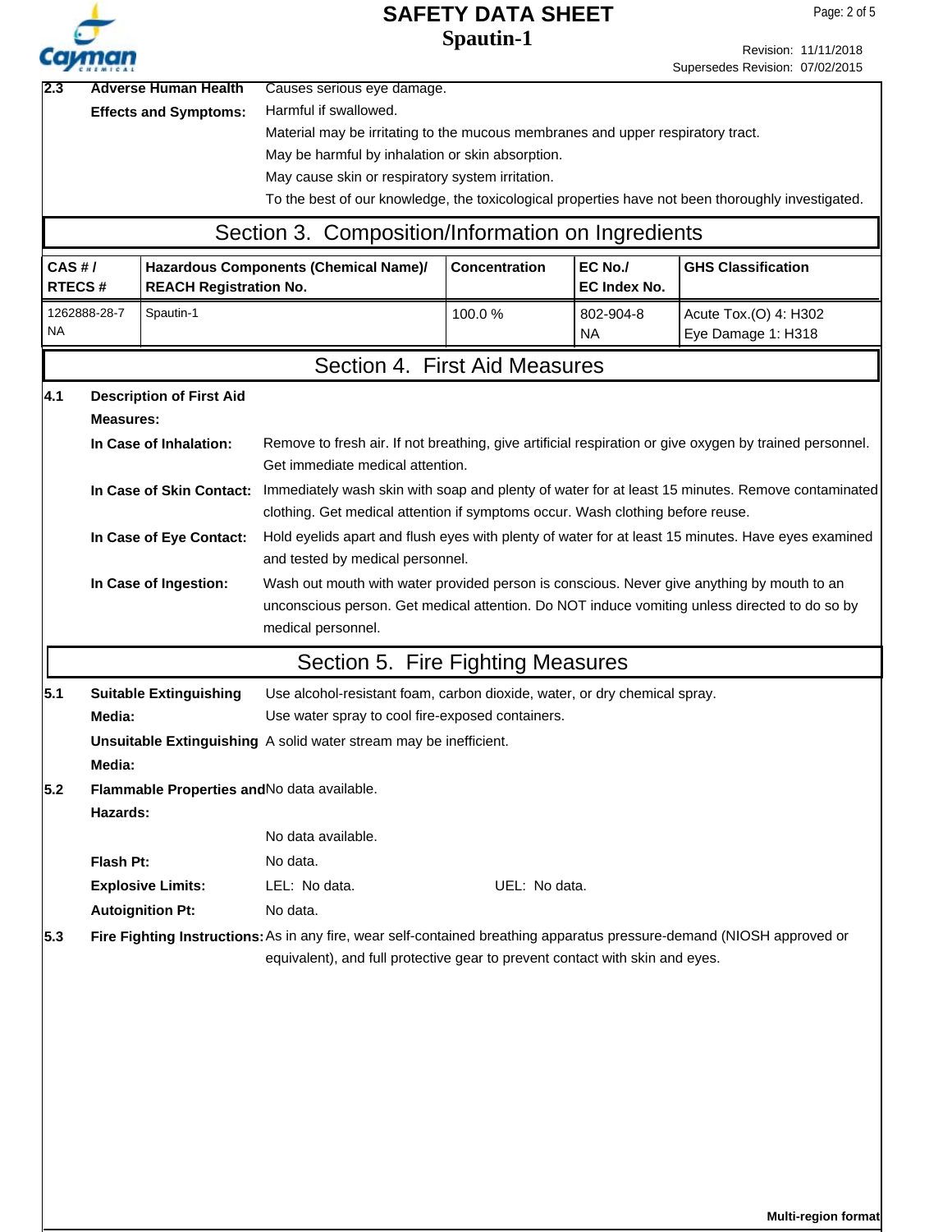**2.3 Adverse Human Health Effects and Symptoms:**

Causes serious eye damage.
Harmful if swallowed.
Material may be irritating to the mucous membranes and upper respiratory tract.
May be harmful by inhalation or skin absorption.
May cause skin or respiratory system irritation.
To the best of our knowledge, the toxicological properties have not been thoroughly investigated.

## Section 3. Composition/Information on Ingredients

| CAS # / RTECS # | Hazardous Components (Chemical Name)/ REACH Registration No. | Concentration | EC No./ EC Index No. | GHS Classification |
|---|---|---|---|---|
| 1262888-28-7 NA | Spautin-1 | 100.0 % | 802-904-8 NA | Acute Tox.(O) 4: H302 Eye Damage 1: H318 |

## Section 4. First Aid Measures

**4.1 Description of First Aid Measures:**

**In Case of Inhalation:** Remove to fresh air. If not breathing, give artificial respiration or give oxygen by trained personnel. Get immediate medical attention.

**In Case of Skin Contact:** Immediately wash skin with soap and plenty of water for at least 15 minutes. Remove contaminated clothing. Get medical attention if symptoms occur. Wash clothing before reuse.

**In Case of Eye Contact:** Hold eyelids apart and flush eyes with plenty of water for at least 15 minutes. Have eyes examined and tested by medical personnel.

**In Case of Ingestion:** Wash out mouth with water provided person is conscious. Never give anything by mouth to an unconscious person. Get medical attention. Do NOT induce vomiting unless directed to do so by medical personnel.

## Section 5. Fire Fighting Measures

**5.1 Suitable Extinguishing Media:** Use alcohol-resistant foam, carbon dioxide, water, or dry chemical spray.
Use water spray to cool fire-exposed containers.

**Unsuitable Extinguishing Media:** A solid water stream may be inefficient.

**5.2 Flammable Properties and Hazards:** No data available.

No data available.

**Flash Pt:** No data.

**Explosive Limits:** LEL: No data. UEL: No data.

**Autoignition Pt:** No data.

**5.3 Fire Fighting Instructions:** As in any fire, wear self-contained breathing apparatus pressure-demand (NIOSH approved or equivalent), and full protective gear to prevent contact with skin and eyes.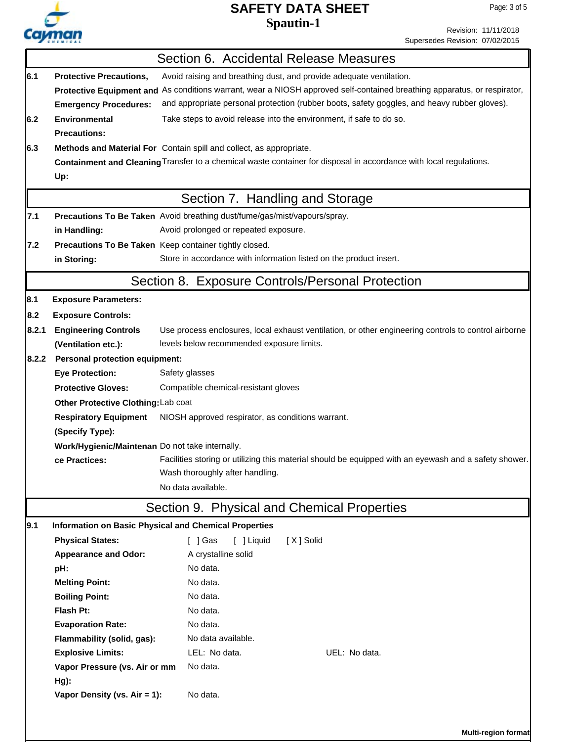## Section 6. Accidental Release Measures

**6.1 Protective Precautions, Protective Equipment and Emergency Procedures:** Avoid raising and breathing dust, and provide adequate ventilation.
As conditions warrant, wear a NIOSH approved self-contained breathing apparatus, or respirator, and appropriate personal protection (rubber boots, safety goggles, and heavy rubber gloves).

**6.2 Environmental Precautions:** Take steps to avoid release into the environment, if safe to do so.

**6.3 Methods and Material For Containment and Cleaning Up:** Contain spill and collect, as appropriate.
Transfer to a chemical waste container for disposal in accordance with local regulations.

## Section 7. Handling and Storage

**7.1 Precautions To Be Taken in Handling:** Avoid breathing dust/fume/gas/mist/vapours/spray.
Avoid prolonged or repeated exposure.

**7.2 Precautions To Be Taken in Storing:** Keep container tightly closed.
Store in accordance with information listed on the product insert.

## Section 8. Exposure Controls/Personal Protection

**8.1 Exposure Parameters:**

**8.2 Exposure Controls:**

**8.2.1 Engineering Controls (Ventilation etc.):** Use process enclosures, local exhaust ventilation, or other engineering controls to control airborne levels below recommended exposure limits.

**8.2.2 Personal protection equipment:**

**Eye Protection:** Safety glasses

**Protective Gloves:** Compatible chemical-resistant gloves

**Other Protective Clothing:** Lab coat

**Respiratory Equipment (Specify Type):** NIOSH approved respirator, as conditions warrant.

**Work/Hygienic/Maintenance Practices:** Do not take internally.
Facilities storing or utilizing this material should be equipped with an eyewash and a safety shower.
Wash thoroughly after handling.
No data available.

## Section 9. Physical and Chemical Properties

**9.1 Information on Basic Physical and Chemical Properties**

**Physical States:** [ ] Gas [ ] Liquid [ X ] Solid

**Appearance and Odor:** A crystalline solid

**pH:** No data.

**Melting Point:** No data.

**Boiling Point:** No data.

**Flash Pt:** No data.

**Evaporation Rate:** No data.

**Flammability (solid, gas):** No data available.

**Explosive Limits:** LEL: No data. UEL: No data.

**Vapor Pressure (vs. Air or mm Hg):** No data.

**Vapor Density (vs. Air = 1):** No data.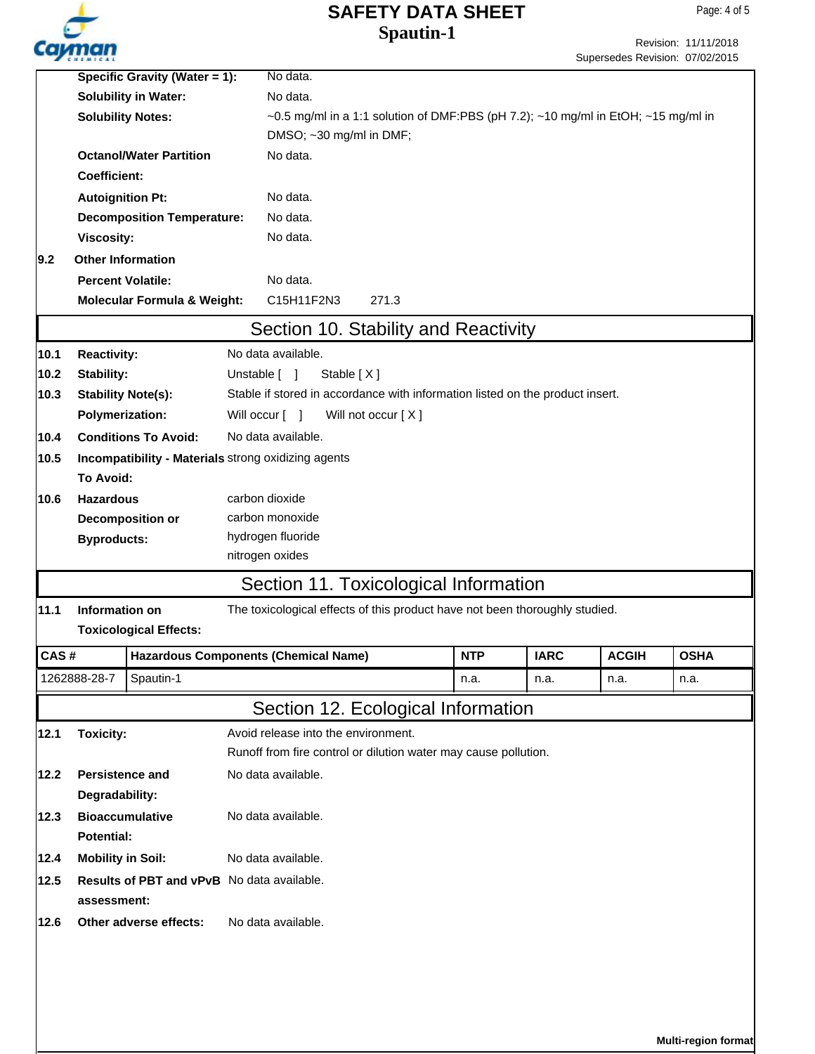| | | |
|---|---|---|
| | **Specific Gravity (Water = 1):** | No data. |
| | **Solubility in Water:** | No data. |
| | **Solubility Notes:** | ~0.5 mg/ml in a 1:1 solution of DMF:PBS (pH 7.2); ~10 mg/ml in EtOH; ~15 mg/ml in DMSO; ~30 mg/ml in DMF; |
| | **Octanol/Water Partition Coefficient:** | No data. |
| | **Autoignition Pt:** | No data. |
| | **Decomposition Temperature:** | No data. |
| | **Viscosity:** | No data. |
| **9.2** | **Other Information** | |
| | **Percent Volatile:** | No data. |
| | **Molecular Formula & Weight:** | $C_{15}H_{11}F_2N_3$ 271.3 |

## Section 10. Stability and Reactivity

| | | |
|---|---|---|
| **10.1** | **Reactivity:** | No data available. |
| **10.2** | **Stability:** | Unstable [ ] Stable [ X ] |
| **10.3** | **Stability Note(s):** | Stable if stored in accordance with information listed on the product insert. |
| | **Polymerization:** | Will occur [ ] Will not occur [ X ] |
| **10.4** | **Conditions To Avoid:** | No data available. |
| **10.5** | **Incompatibility - Materials To Avoid:** | strong oxidizing agents |
| **10.6** | **Hazardous Decomposition or Byproducts:** | carbon dioxide<br>carbon monoxide<br>hydrogen fluoride<br>nitrogen oxides |

## Section 11. Toxicological Information

| | | |
|---|---|---|
| **11.1** | **Information on Toxicological Effects:** | The toxicological effects of this product have not been thoroughly studied. |

| CAS # | Hazardous Components (Chemical Name) | NTP | IARC | ACGIH | OSHA |
|---|---|---|---|---|---|
| 1262888-28-7 | Spautin-1 | n.a. | n.a. | n.a. | n.a. |

## Section 12. Ecological Information

| | | |
|---|---|---|
| **12.1** | **Toxicity:** | Avoid release into the environment.<br>Runoff from fire control or dilution water may cause pollution. |
| **12.2** | **Persistence and Degradability:** | No data available. |
| **12.3** | **Bioaccumulative Potential:** | No data available. |
| **12.4** | **Mobility in Soil:** | No data available. |
| **12.5** | **Results of PBT and vPvB assessment:** | No data available. |
| **12.6** | **Other adverse effects:** | No data available. |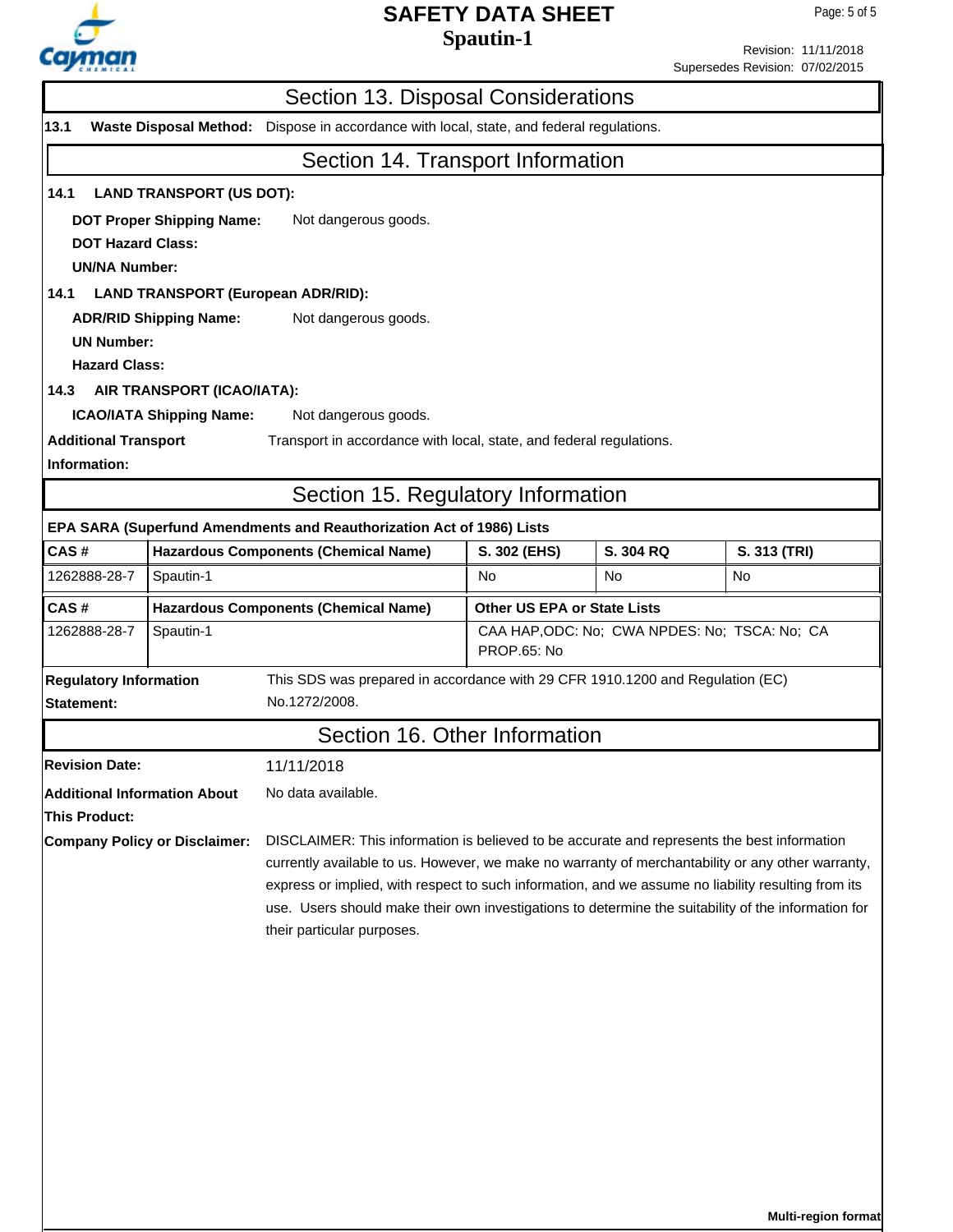## Section 13. Disposal Considerations

**13.1 Waste Disposal Method:** Dispose in accordance with local, state, and federal regulations.

## Section 14. Transport Information

**14.1 LAND TRANSPORT (US DOT):**

**DOT Proper Shipping Name:** Not dangerous goods.

**DOT Hazard Class:**

**UN/NA Number:**

**14.1 LAND TRANSPORT (European ADR/RID):**

**ADR/RID Shipping Name:** Not dangerous goods.

**UN Number:**

**Hazard Class:**

**14.3 AIR TRANSPORT (ICAO/IATA):**

**ICAO/IATA Shipping Name:** Not dangerous goods.

**Additional Transport Information:** Transport in accordance with local, state, and federal regulations.

## Section 15. Regulatory Information

**EPA SARA (Superfund Amendments and Reauthorization Act of 1986) Lists**

| CAS # | Hazardous Components (Chemical Name) | S. 302 (EHS) | S. 304 RQ | S. 313 (TRI) |
|---|---|---|---|---|
| 1262888-28-7 | Spautin-1 | No | No | No |

| CAS # | Hazardous Components (Chemical Name) | Other US EPA or State Lists |
|---|---|---|
| 1262888-28-7 | Spautin-1 | CAA HAP,ODC: No; CWA NPDES: No; TSCA: No; CA PROP.65: No |

**Regulatory Information Statement:** This SDS was prepared in accordance with 29 CFR 1910.1200 and Regulation (EC) No.1272/2008.

## Section 16. Other Information

**Revision Date:** 11/11/2018

**Additional Information About This Product:** No data available.

**Company Policy or Disclaimer:** DISCLAIMER: This information is believed to be accurate and represents the best information currently available to us. However, we make no warranty of merchantability or any other warranty, express or implied, with respect to such information, and we assume no liability resulting from its use. Users should make their own investigations to determine the suitability of the information for their particular purposes.